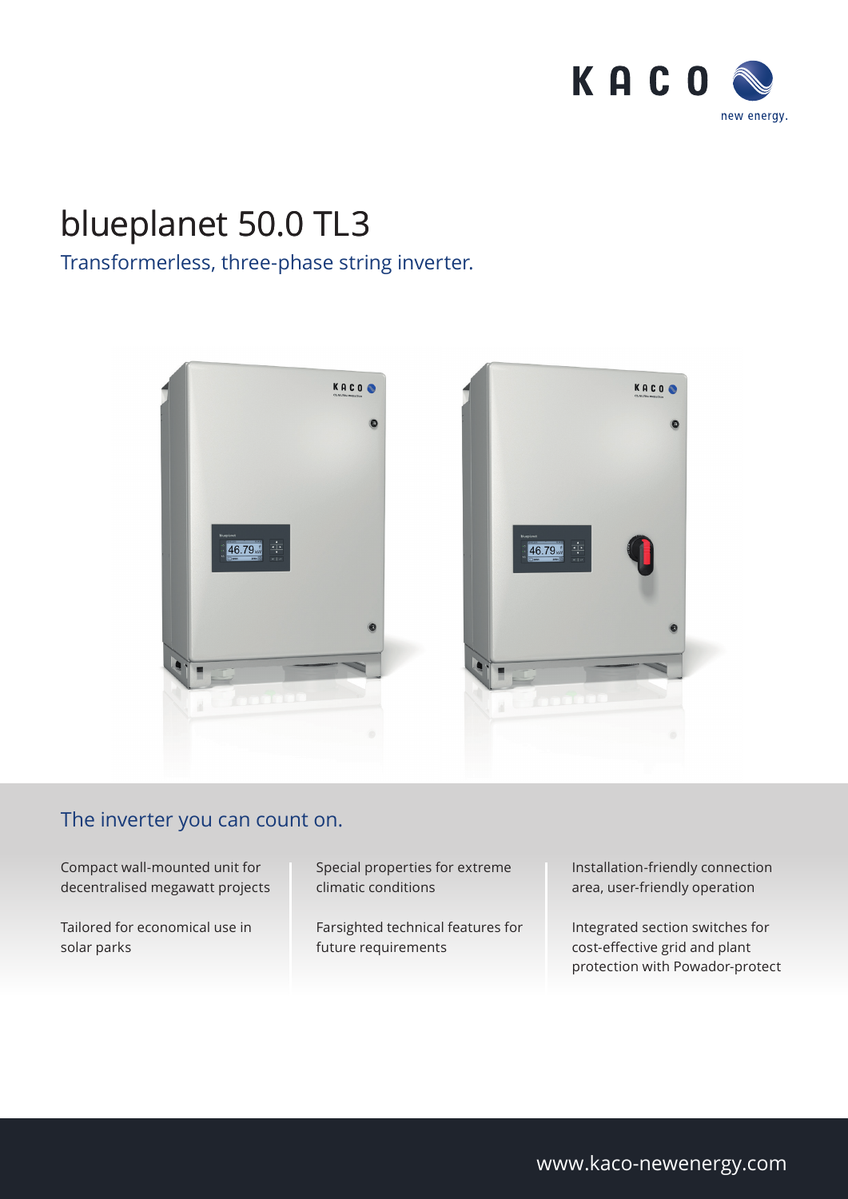KACO new energy.

# blueplanet 50.0 TL3

Transformerless, three-phase string inverter.

## The inverter you can count on.

Compact wall-mounted unit for decentralised megawatt projects

Tailored for economical use in solar parks

Special properties for extreme climatic conditions

Farsighted technical features for future requirements

Installation-friendly connection area, user-friendly operation

Integrated section switches for cost-effective grid and plant protection with Powador-protect

www.kaco-newenergy.com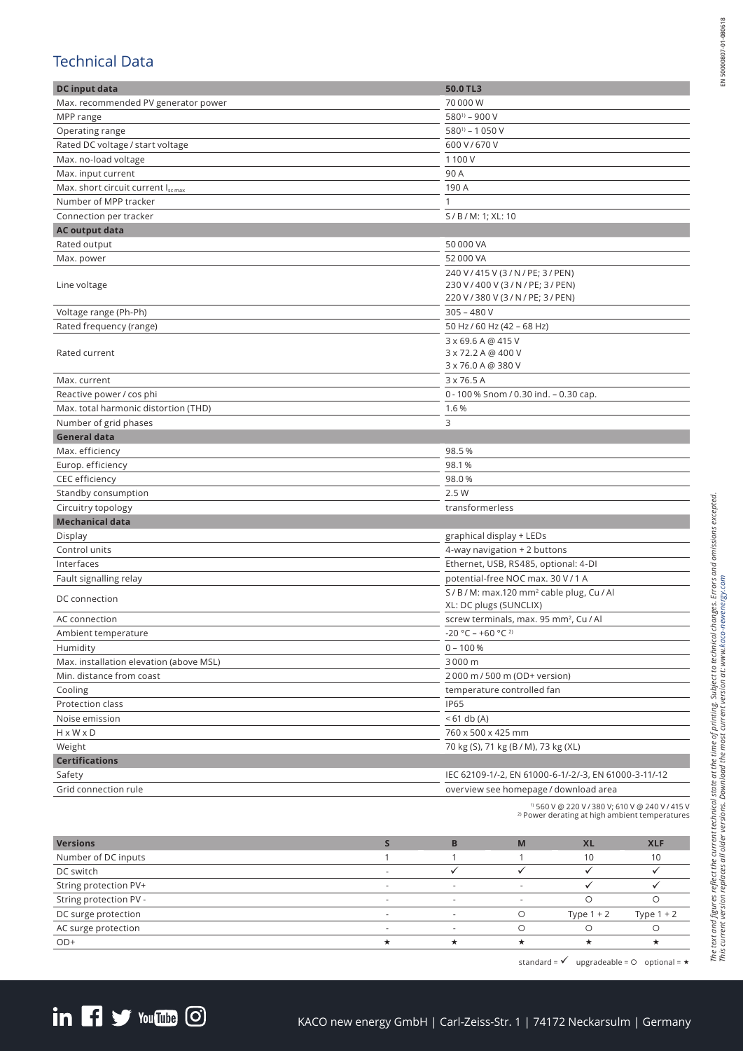# Technical Data

| DC input data | 50.0 TL3 |
|---|---|
| Max. recommended PV generator power | 70 000 W |
| MPP range | 580[1] – 900 V |
| Operating range | 580[1] – 1 050 V |
| Rated DC voltage / start voltage | 600 V / 670 V |
| Max. no-load voltage | 1 100 V |
| Max. input current | 90 A |
| Max. short circuit current $I_{sc\,max}$ | 190 A |
| Number of MPP tracker | 1 |
| Connection per tracker | S / B / M: 1; XL: 10 |
| **AC output data** | |
| Rated output | 50 000 VA |
| Max. power | 52 000 VA |
| Line voltage | 240 V / 415 V (3 / N / PE; 3 / PEN)<br>230 V / 400 V (3 / N / PE; 3 / PEN)<br>220 V / 380 V (3 / N / PE; 3 / PEN) |
| Voltage range (Ph-Ph) | 305 – 480 V |
| Rated frequency (range) | 50 Hz / 60 Hz (42 – 68 Hz) |
| Rated current | 3 x 69.6 A @ 415 V<br>3 x 72.2 A @ 400 V<br>3 x 76.0 A @ 380 V |
| Max. current | 3 x 76.5 A |
| Reactive power / cos phi | 0 - 100 % Snom / 0.30 ind. – 0.30 cap. |
| Max. total harmonic distortion (THD) | 1.6 % |
| Number of grid phases | 3 |
| **General data** | |
| Max. efficiency | 98.5 % |
| Europ. efficiency | 98.1 % |
| CEC efficiency | 98.0 % |
| Standby consumption | 2.5 W |
| Circuitry topology | transformerless |
| **Mechanical data** | |
| Display | graphical display + LEDs |
| Control units | 4-way navigation + 2 buttons |
| Interfaces | Ethernet, USB, RS485, optional: 4-DI |
| Fault signalling relay | potential-free NOC max. 30 V / 1 A |
| DC connection | S / B / M: max.120 mm² cable plug, Cu / Al<br>XL: DC plugs (SUNCLIX) |
| AC connection | screw terminals, max. 95 mm², Cu / Al |
| Ambient temperature | -20 °C – +60 °C [2] |
| Humidity | 0 – 100 % |
| Max. installation elevation (above MSL) | 3 000 m |
| Min. distance from coast | 2 000 m / 500 m (OD+ version) |
| Cooling | temperature controlled fan |
| Protection class | IP65 |
| Noise emission | < 61 db (A) |
| H x W x D | 760 x 500 x 425 mm |
| Weight | 70 kg (S), 71 kg (B / M), 73 kg (XL) |
| **Certifications** | |
| Safety | IEC 62109-1/-2, EN 61000-6-1/-2/-3, EN 61000-3-11/-12 |
| Grid connection rule | overview see homepage / download area |

[1] 560 V @ 220 V / 380 V; 610 V @ 240 V / 415 V
[2] Power derating at high ambient temperatures

| Versions | S | B | M | XL | XLF |
|---|---|---|---|---|---|
| Number of DC inputs | 1 | 1 | 1 | 10 | 10 |
| DC switch | - | ✓ | ✓ | ✓ | ✓ |
| String protection PV+ | - | - | - | ✓ | ✓ |
| String protection PV - | - | - | - | ○ | ○ |
| DC surge protection | - | - | ○ | Type 1 + 2 | Type 1 + 2 |
| AC surge protection | - | - | ○ | ○ | ○ |
| OD+ | ★ | ★ | ★ | ★ | ★ |

standard = ✓ upgradeable = ○ optional = ★

*The text and figures reflect the current technical state at the time of printing. Subject to technical changes. Errors and omissions excepted. This current version replaces all older versions. Download the most current version at: www.kaco-newenergy.com*

EN 50000807-01-080618

KACO new energy GmbH | Carl-Zeiss-Str. 1 | 74172 Neckarsulm | Germany